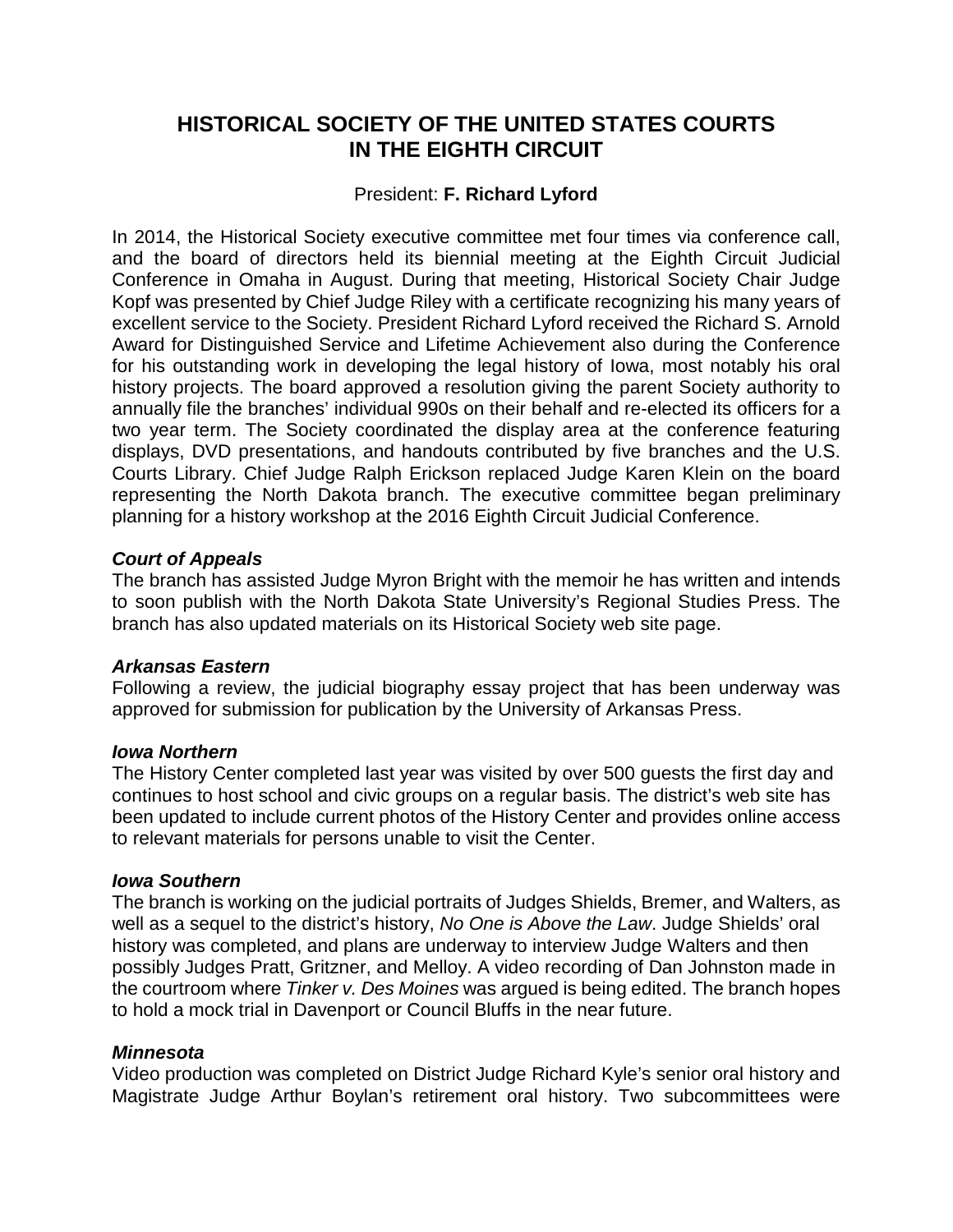# HISTORICAL SOCIETY OF THE UNITED STATES COURTS IN THE EIGHTH CIRCUIT

President: **F. Richard Lyford**

In 2014, the Historical Society executive committee met four times via conference call, and the board of directors held its biennial meeting at the Eighth Circuit Judicial Conference in Omaha in August. During that meeting, Historical Society Chair Judge Kopf was presented by Chief Judge Riley with a certificate recognizing his many years of excellent service to the Society. President Richard Lyford received the Richard S. Arnold Award for Distinguished Service and Lifetime Achievement also during the Conference for his outstanding work in developing the legal history of Iowa, most notably his oral history projects. The board approved a resolution giving the parent Society authority to annually file the branches' individual 990s on their behalf and re-elected its officers for a two year term. The Society coordinated the display area at the conference featuring displays, DVD presentations, and handouts contributed by five branches and the U.S. Courts Library. Chief Judge Ralph Erickson replaced Judge Karen Klein on the board representing the North Dakota branch. The executive committee began preliminary planning for a history workshop at the 2016 Eighth Circuit Judicial Conference.

### *Court of Appeals*

The branch has assisted Judge Myron Bright with the memoir he has written and intends to soon publish with the North Dakota State University's Regional Studies Press. The branch has also updated materials on its Historical Society web site page.

### *Arkansas Eastern*

Following a review, the judicial biography essay project that has been underway was approved for submission for publication by the University of Arkansas Press.

### *Iowa Northern*

The History Center completed last year was visited by over 500 guests the first day and continues to host school and civic groups on a regular basis. The district's web site has been updated to include current photos of the History Center and provides online access to relevant materials for persons unable to visit the Center.

### *Iowa Southern*

The branch is working on the judicial portraits of Judges Shields, Bremer, and Walters, as well as a sequel to the district's history, *No One is Above the Law*. Judge Shields' oral history was completed, and plans are underway to interview Judge Walters and then possibly Judges Pratt, Gritzner, and Melloy. A video recording of Dan Johnston made in the courtroom where *Tinker v. Des Moines* was argued is being edited. The branch hopes to hold a mock trial in Davenport or Council Bluffs in the near future.

### *Minnesota*

Video production was completed on District Judge Richard Kyle's senior oral history and Magistrate Judge Arthur Boylan's retirement oral history. Two subcommittees were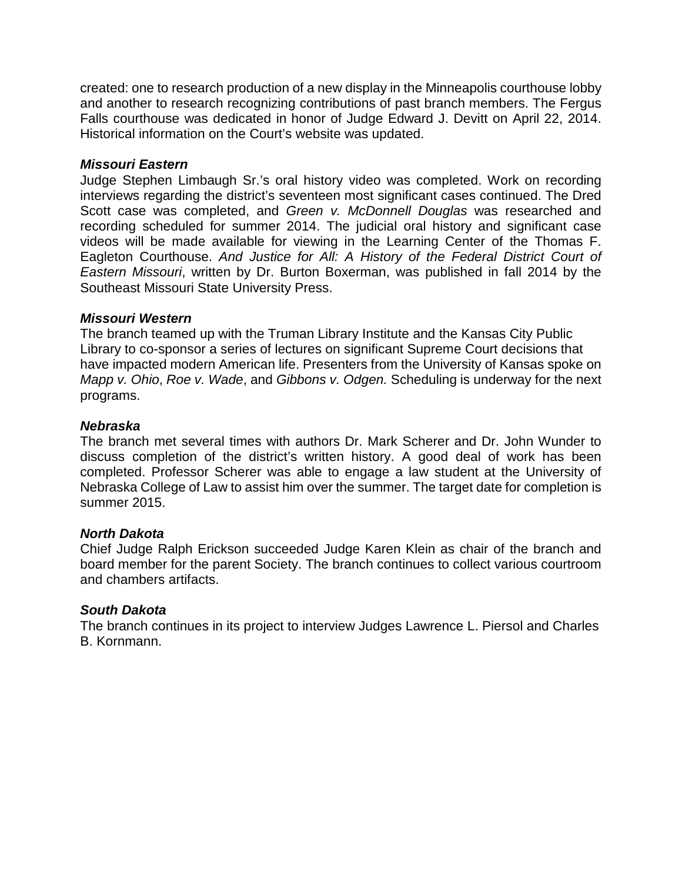created: one to research production of a new display in the Minneapolis courthouse lobby and another to research recognizing contributions of past branch members. The Fergus Falls courthouse was dedicated in honor of Judge Edward J. Devitt on April 22, 2014. Historical information on the Court's website was updated.

***Missouri Eastern***

Judge Stephen Limbaugh Sr.'s oral history video was completed. Work on recording interviews regarding the district's seventeen most significant cases continued. The Dred Scott case was completed, and *Green v. McDonnell Douglas* was researched and recording scheduled for summer 2014. The judicial oral history and significant case videos will be made available for viewing in the Learning Center of the Thomas F. Eagleton Courthouse. *And Justice for All: A History of the Federal District Court of Eastern Missouri*, written by Dr. Burton Boxerman, was published in fall 2014 by the Southeast Missouri State University Press.

***Missouri Western***

The branch teamed up with the Truman Library Institute and the Kansas City Public Library to co-sponsor a series of lectures on significant Supreme Court decisions that have impacted modern American life. Presenters from the University of Kansas spoke on *Mapp v. Ohio*, *Roe v. Wade*, and *Gibbons v. Odgen.* Scheduling is underway for the next programs.

***Nebraska***

The branch met several times with authors Dr. Mark Scherer and Dr. John Wunder to discuss completion of the district's written history. A good deal of work has been completed. Professor Scherer was able to engage a law student at the University of Nebraska College of Law to assist him over the summer. The target date for completion is summer 2015.

***North Dakota***

Chief Judge Ralph Erickson succeeded Judge Karen Klein as chair of the branch and board member for the parent Society. The branch continues to collect various courtroom and chambers artifacts.

***South Dakota***

The branch continues in its project to interview Judges Lawrence L. Piersol and Charles B. Kornmann.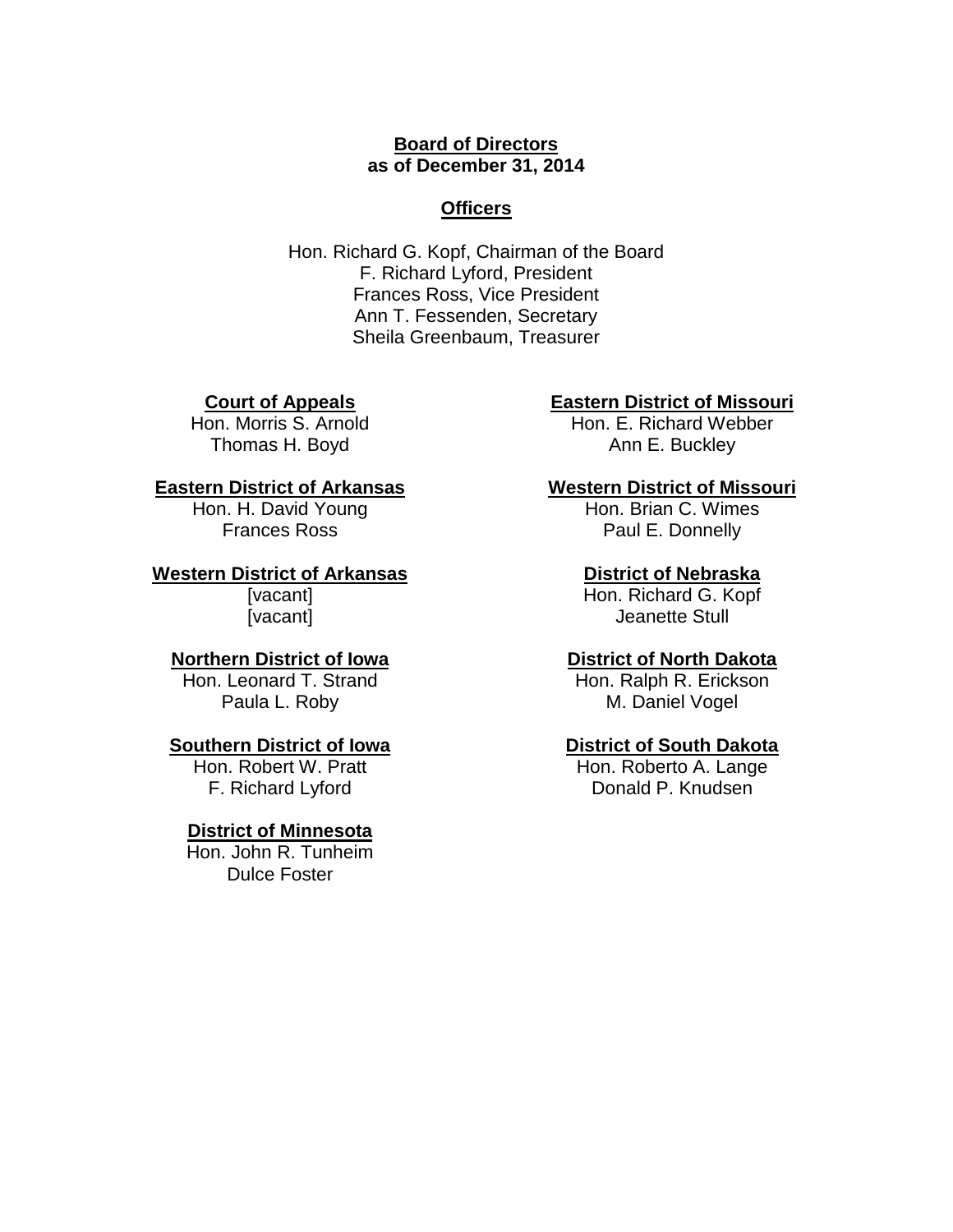## Board of Directors
## as of December 31, 2014

### Officers

Hon. Richard G. Kopf, Chairman of the Board
F. Richard Lyford, President
Frances Ross, Vice President
Ann T. Fessenden, Secretary
Sheila Greenbaum, Treasurer

**Court of Appeals**
Hon. Morris S. Arnold
Thomas H. Boyd

**Eastern District of Arkansas**
Hon. H. David Young
Frances Ross

**Western District of Arkansas**
[vacant]
[vacant]

**Northern District of Iowa**
Hon. Leonard T. Strand
Paula L. Roby

**Southern District of Iowa**
Hon. Robert W. Pratt
F. Richard Lyford

**District of Minnesota**
Hon. John R. Tunheim
Dulce Foster

**Eastern District of Missouri**
Hon. E. Richard Webber
Ann E. Buckley

**Western District of Missouri**
Hon. Brian C. Wimes
Paul E. Donnelly

**District of Nebraska**
Hon. Richard G. Kopf
Jeanette Stull

**District of North Dakota**
Hon. Ralph R. Erickson
M. Daniel Vogel

**District of South Dakota**
Hon. Roberto A. Lange
Donald P. Knudsen